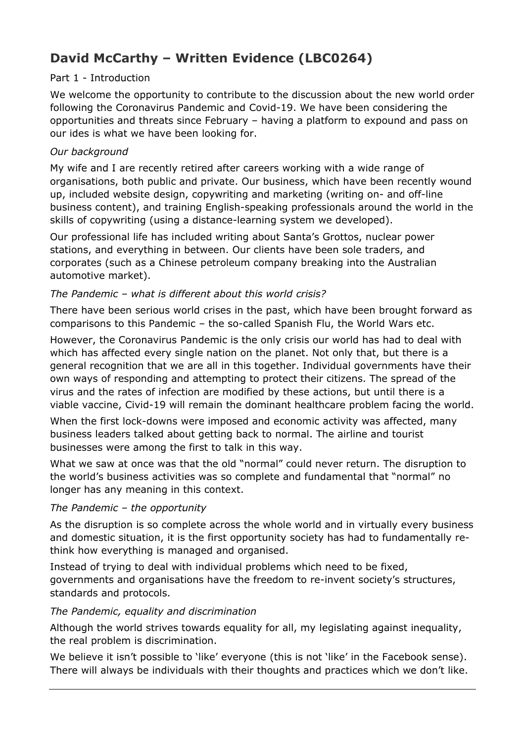# David McCarthy – Written Evidence (LBC0264)

Part 1 - Introduction

We welcome the opportunity to contribute to the discussion about the new world order following the Coronavirus Pandemic and Covid-19. We have been considering the opportunities and threats since February – having a platform to expound and pass on our ides is what we have been looking for.

*Our background*

My wife and I are recently retired after careers working with a wide range of organisations, both public and private. Our business, which have been recently wound up, included website design, copywriting and marketing (writing on- and off-line business content), and training English-speaking professionals around the world in the skills of copywriting (using a distance-learning system we developed).

Our professional life has included writing about Santa's Grottos, nuclear power stations, and everything in between. Our clients have been sole traders, and corporates (such as a Chinese petroleum company breaking into the Australian automotive market).

*The Pandemic – what is different about this world crisis?*

There have been serious world crises in the past, which have been brought forward as comparisons to this Pandemic – the so-called Spanish Flu, the World Wars etc.

However, the Coronavirus Pandemic is the only crisis our world has had to deal with which has affected every single nation on the planet. Not only that, but there is a general recognition that we are all in this together. Individual governments have their own ways of responding and attempting to protect their citizens. The spread of the virus and the rates of infection are modified by these actions, but until there is a viable vaccine, Civid-19 will remain the dominant healthcare problem facing the world.

When the first lock-downs were imposed and economic activity was affected, many business leaders talked about getting back to normal. The airline and tourist businesses were among the first to talk in this way.

What we saw at once was that the old "normal" could never return. The disruption to the world's business activities was so complete and fundamental that "normal" no longer has any meaning in this context.

*The Pandemic – the opportunity*

As the disruption is so complete across the whole world and in virtually every business and domestic situation, it is the first opportunity society has had to fundamentally re-think how everything is managed and organised.

Instead of trying to deal with individual problems which need to be fixed, governments and organisations have the freedom to re-invent society's structures, standards and protocols.

*The Pandemic, equality and discrimination*

Although the world strives towards equality for all, my legislating against inequality, the real problem is discrimination.

We believe it isn't possible to 'like' everyone (this is not 'like' in the Facebook sense). There will always be individuals with their thoughts and practices which we don't like.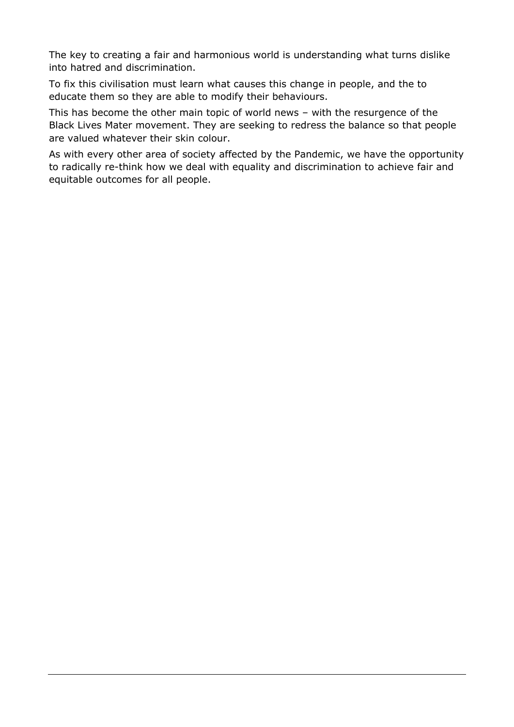The key to creating a fair and harmonious world is understanding what turns dislike into hatred and discrimination.

To fix this civilisation must learn what causes this change in people, and the to educate them so they are able to modify their behaviours.

This has become the other main topic of world news – with the resurgence of the Black Lives Mater movement. They are seeking to redress the balance so that people are valued whatever their skin colour.

As with every other area of society affected by the Pandemic, we have the opportunity to radically re-think how we deal with equality and discrimination to achieve fair and equitable outcomes for all people.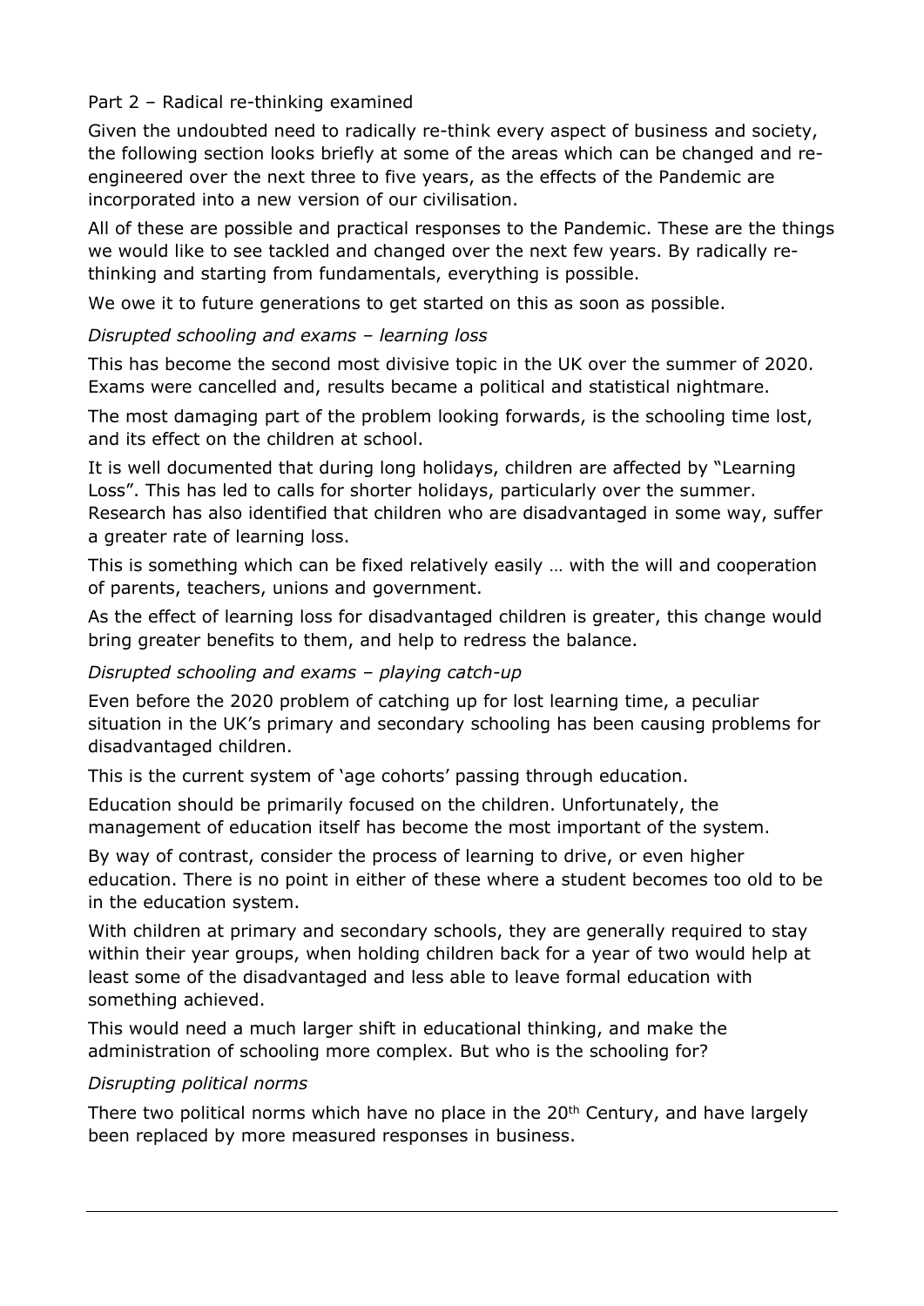Part 2 – Radical re-thinking examined

Given the undoubted need to radically re-think every aspect of business and society, the following section looks briefly at some of the areas which can be changed and re-engineered over the next three to five years, as the effects of the Pandemic are incorporated into a new version of our civilisation.

All of these are possible and practical responses to the Pandemic. These are the things we would like to see tackled and changed over the next few years. By radically re-thinking and starting from fundamentals, everything is possible.

We owe it to future generations to get started on this as soon as possible.

*Disrupted schooling and exams – learning loss*

This has become the second most divisive topic in the UK over the summer of 2020. Exams were cancelled and, results became a political and statistical nightmare.

The most damaging part of the problem looking forwards, is the schooling time lost, and its effect on the children at school.

It is well documented that during long holidays, children are affected by "Learning Loss". This has led to calls for shorter holidays, particularly over the summer. Research has also identified that children who are disadvantaged in some way, suffer a greater rate of learning loss.

This is something which can be fixed relatively easily … with the will and cooperation of parents, teachers, unions and government.

As the effect of learning loss for disadvantaged children is greater, this change would bring greater benefits to them, and help to redress the balance.

*Disrupted schooling and exams – playing catch-up*

Even before the 2020 problem of catching up for lost learning time, a peculiar situation in the UK's primary and secondary schooling has been causing problems for disadvantaged children.

This is the current system of 'age cohorts' passing through education.

Education should be primarily focused on the children. Unfortunately, the management of education itself has become the most important of the system.

By way of contrast, consider the process of learning to drive, or even higher education. There is no point in either of these where a student becomes too old to be in the education system.

With children at primary and secondary schools, they are generally required to stay within their year groups, when holding children back for a year of two would help at least some of the disadvantaged and less able to leave formal education with something achieved.

This would need a much larger shift in educational thinking, and make the administration of schooling more complex. But who is the schooling for?

*Disrupting political norms*

There two political norms which have no place in the 20th Century, and have largely been replaced by more measured responses in business.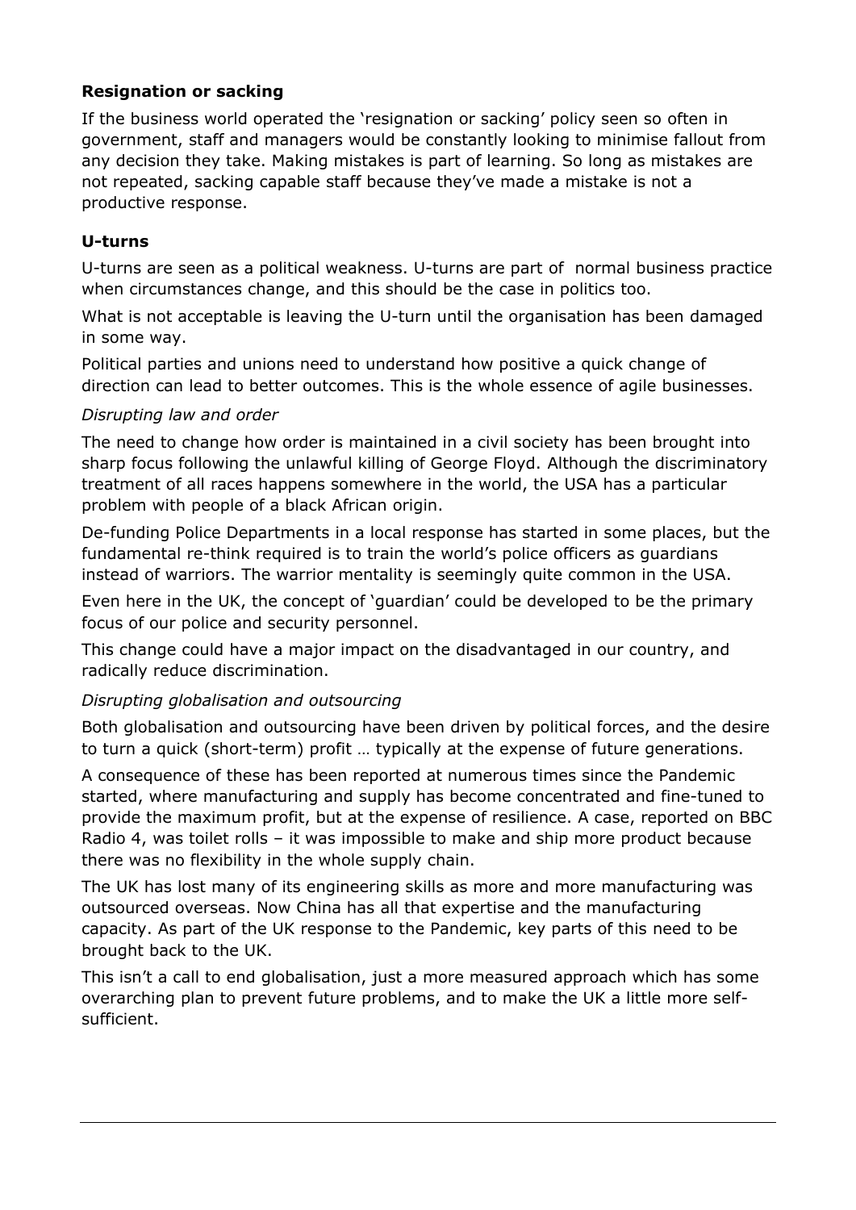### Resignation or sacking

If the business world operated the 'resignation or sacking' policy seen so often in government, staff and managers would be constantly looking to minimise fallout from any decision they take. Making mistakes is part of learning. So long as mistakes are not repeated, sacking capable staff because they've made a mistake is not a productive response.

### U-turns

U-turns are seen as a political weakness. U-turns are part of normal business practice when circumstances change, and this should be the case in politics too.

What is not acceptable is leaving the U-turn until the organisation has been damaged in some way.

Political parties and unions need to understand how positive a quick change of direction can lead to better outcomes. This is the whole essence of agile businesses.

#### *Disrupting law and order*

The need to change how order is maintained in a civil society has been brought into sharp focus following the unlawful killing of George Floyd. Although the discriminatory treatment of all races happens somewhere in the world, the USA has a particular problem with people of a black African origin.

De-funding Police Departments in a local response has started in some places, but the fundamental re-think required is to train the world's police officers as guardians instead of warriors. The warrior mentality is seemingly quite common in the USA.

Even here in the UK, the concept of 'guardian' could be developed to be the primary focus of our police and security personnel.

This change could have a major impact on the disadvantaged in our country, and radically reduce discrimination.

#### *Disrupting globalisation and outsourcing*

Both globalisation and outsourcing have been driven by political forces, and the desire to turn a quick (short-term) profit … typically at the expense of future generations.

A consequence of these has been reported at numerous times since the Pandemic started, where manufacturing and supply has become concentrated and fine-tuned to provide the maximum profit, but at the expense of resilience. A case, reported on BBC Radio 4, was toilet rolls – it was impossible to make and ship more product because there was no flexibility in the whole supply chain.

The UK has lost many of its engineering skills as more and more manufacturing was outsourced overseas. Now China has all that expertise and the manufacturing capacity. As part of the UK response to the Pandemic, key parts of this need to be brought back to the UK.

This isn't a call to end globalisation, just a more measured approach which has some overarching plan to prevent future problems, and to make the UK a little more self-sufficient.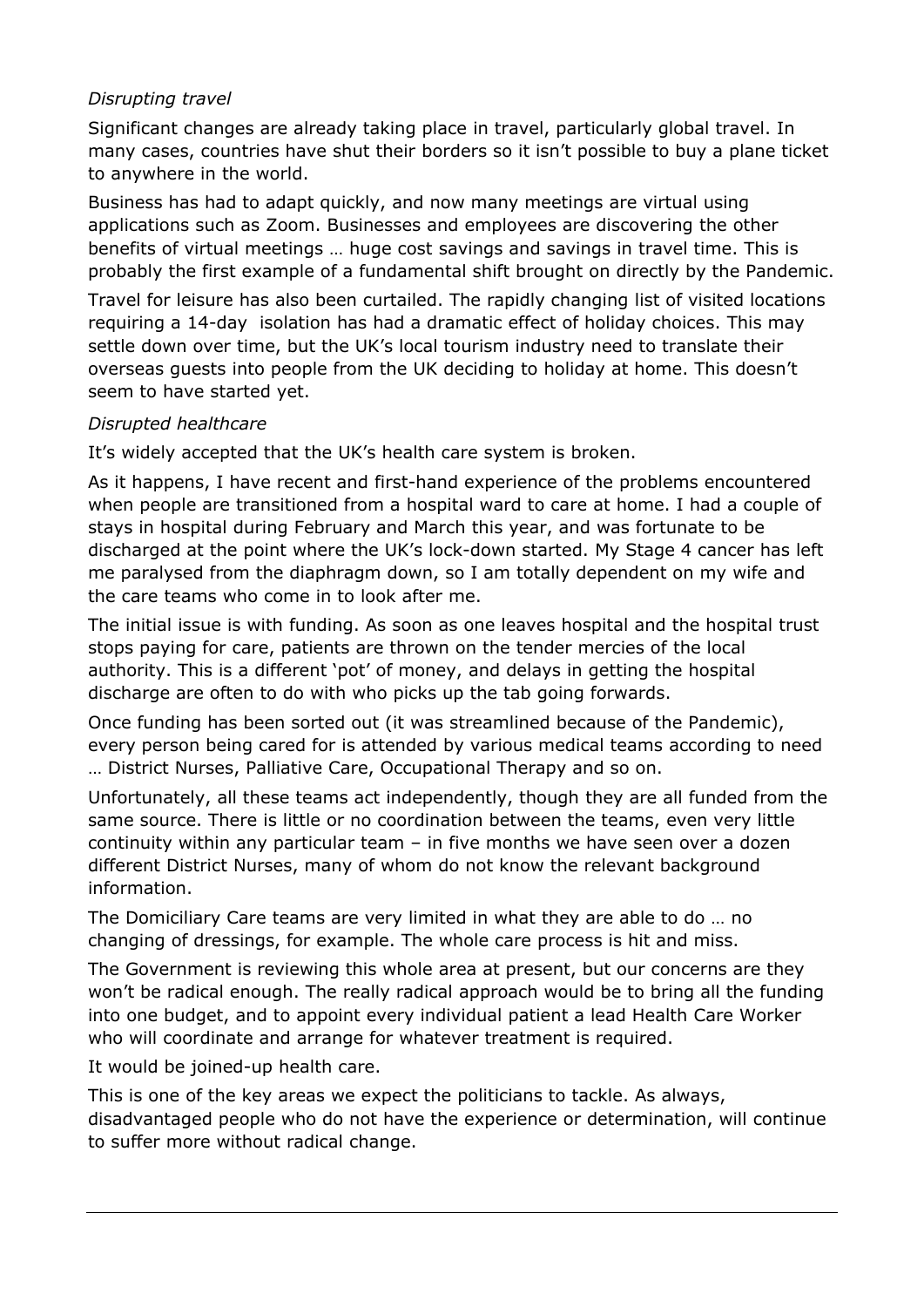*Disrupting travel*

Significant changes are already taking place in travel, particularly global travel. In many cases, countries have shut their borders so it isn't possible to buy a plane ticket to anywhere in the world.

Business has had to adapt quickly, and now many meetings are virtual using applications such as Zoom. Businesses and employees are discovering the other benefits of virtual meetings … huge cost savings and savings in travel time. This is probably the first example of a fundamental shift brought on directly by the Pandemic.

Travel for leisure has also been curtailed. The rapidly changing list of visited locations requiring a 14-day isolation has had a dramatic effect of holiday choices. This may settle down over time, but the UK's local tourism industry need to translate their overseas guests into people from the UK deciding to holiday at home. This doesn't seem to have started yet.

*Disrupted healthcare*

It's widely accepted that the UK's health care system is broken.

As it happens, I have recent and first-hand experience of the problems encountered when people are transitioned from a hospital ward to care at home. I had a couple of stays in hospital during February and March this year, and was fortunate to be discharged at the point where the UK's lock-down started. My Stage 4 cancer has left me paralysed from the diaphragm down, so I am totally dependent on my wife and the care teams who come in to look after me.

The initial issue is with funding. As soon as one leaves hospital and the hospital trust stops paying for care, patients are thrown on the tender mercies of the local authority. This is a different 'pot' of money, and delays in getting the hospital discharge are often to do with who picks up the tab going forwards.

Once funding has been sorted out (it was streamlined because of the Pandemic), every person being cared for is attended by various medical teams according to need … District Nurses, Palliative Care, Occupational Therapy and so on.

Unfortunately, all these teams act independently, though they are all funded from the same source. There is little or no coordination between the teams, even very little continuity within any particular team – in five months we have seen over a dozen different District Nurses, many of whom do not know the relevant background information.

The Domiciliary Care teams are very limited in what they are able to do … no changing of dressings, for example. The whole care process is hit and miss.

The Government is reviewing this whole area at present, but our concerns are they won't be radical enough. The really radical approach would be to bring all the funding into one budget, and to appoint every individual patient a lead Health Care Worker who will coordinate and arrange for whatever treatment is required.

It would be joined-up health care.

This is one of the key areas we expect the politicians to tackle. As always, disadvantaged people who do not have the experience or determination, will continue to suffer more without radical change.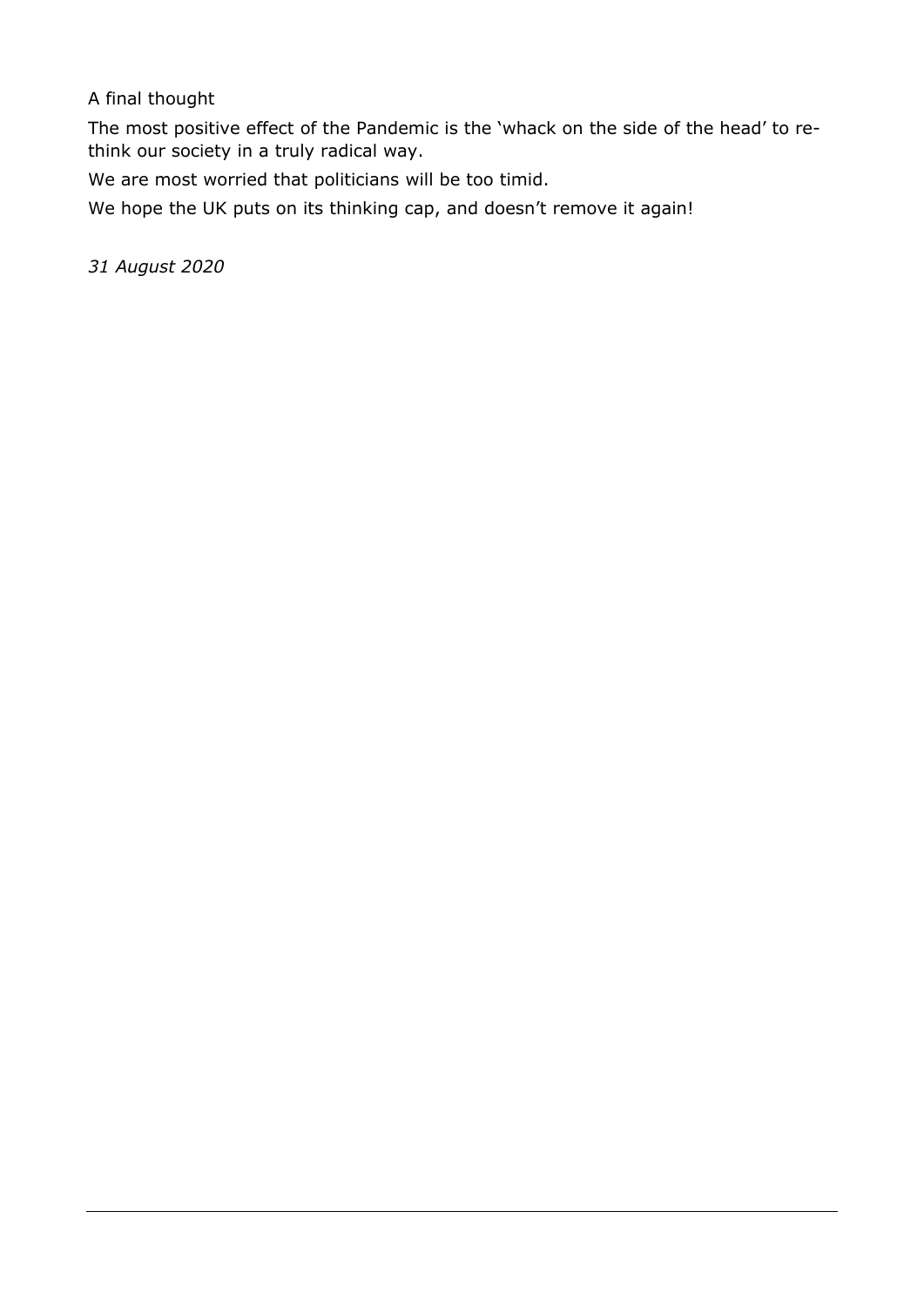A final thought

The most positive effect of the Pandemic is the 'whack on the side of the head' to re-think our society in a truly radical way.

We are most worried that politicians will be too timid.

We hope the UK puts on its thinking cap, and doesn't remove it again!

*31 August 2020*